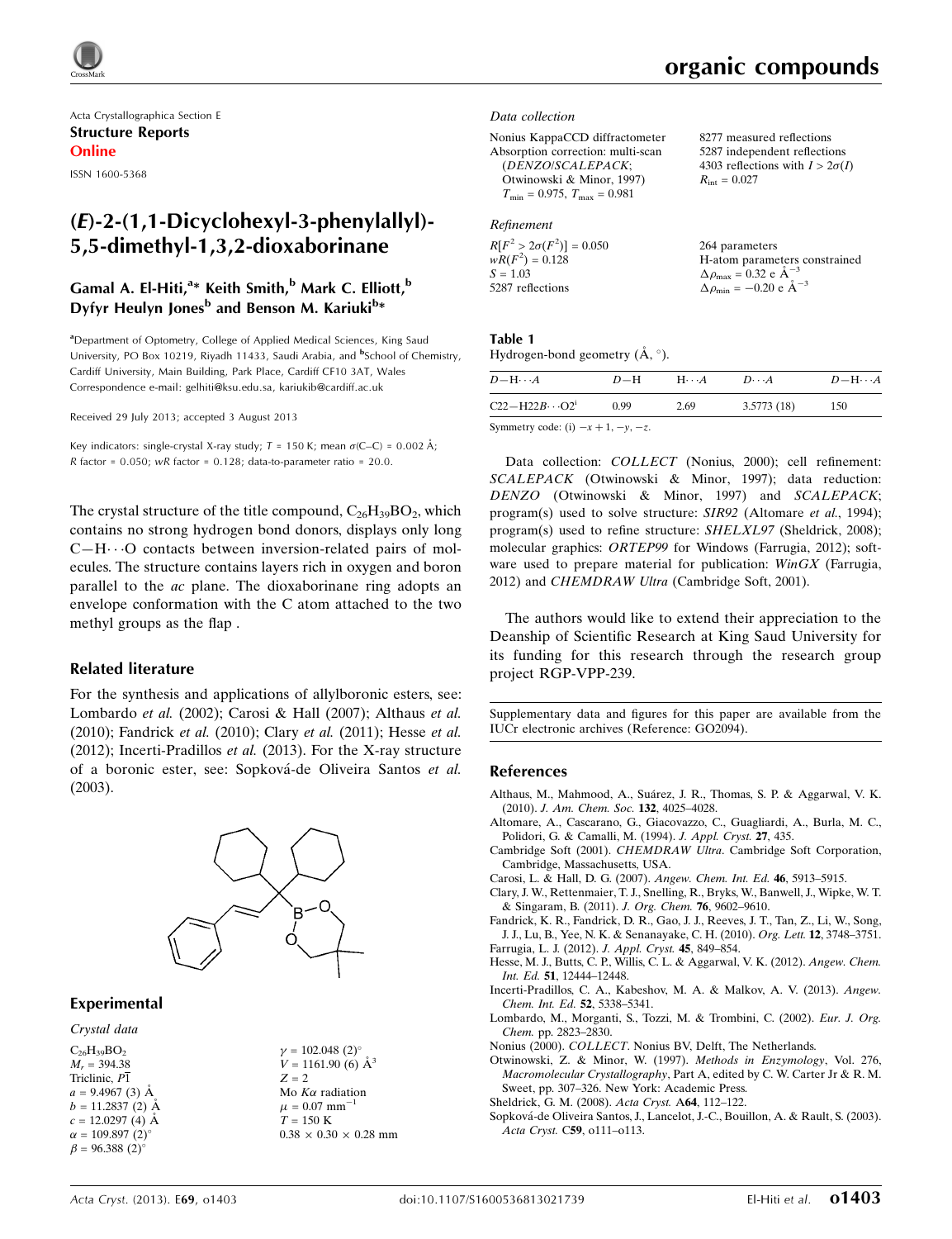Acta Crystallographica Section E
**Structure Reports**
**Online**

ISSN 1600-5368

# (*E*)-2-(1,1-Dicyclohexyl-3-phenylallyl)-5,5-dimethyl-1,3,2-dioxaborinane

**Gamal A. El-Hiti,[a]* Keith Smith,[b] Mark C. Elliott,[b] Dyfyr Heulyn Jones[b] and Benson M. Kariuki[b]***

[a]Department of Optometry, College of Applied Medical Sciences, King Saud University, PO Box 10219, Riyadh 11433, Saudi Arabia, and [b]School of Chemistry, Cardiff University, Main Building, Park Place, Cardiff CF10 3AT, Wales
Correspondence e-mail: gelhiti@ksu.edu.sa, kariukib@cardiff.ac.uk

Received 29 July 2013; accepted 3 August 2013

Key indicators: single-crystal X-ray study; $T$ = 150 K; mean $\sigma$(C–C) = 0.002 Å; $R$ factor = 0.050; $wR$ factor = 0.128; data-to-parameter ratio = 20.0.

The crystal structure of the title compound, $C_{26}H_{39}BO_2$, which contains no strong hydrogen bond donors, displays only long C—H⋯O contacts between inversion-related pairs of molecules. The structure contains layers rich in oxygen and boron parallel to the *ac* plane. The dioxaborinane ring adopts an envelope conformation with the C atom attached to the two methyl groups as the flap .

## Related literature

For the synthesis and applications of allylboronic esters, see: Lombardo *et al.* (2002); Carosi & Hall (2007); Althaus *et al.* (2010); Fandrick *et al.* (2010); Clary *et al.* (2011); Hesse *et al.* (2012); Incerti-Pradillos *et al.* (2013). For the X-ray structure of a boronic ester, see: Sopková-de Oliveira Santos *et al.* (2003).

## Experimental

### Crystal data

$C_{26}H_{39}BO_2$
$M_r$ = 394.38
Triclinic, $P\overline{1}$
$a$ = 9.4967 (3) Å
$b$ = 11.2837 (2) Å
$c$ = 12.0297 (4) Å
$\alpha$ = 109.897 (2)°
$\beta$ = 96.388 (2)°
$\gamma$ = 102.048 (2)°
$V$ = 1161.90 (6) Å$^3$
$Z$ = 2
Mo $K\alpha$ radiation
$\mu$ = 0.07 mm$^{-1}$
$T$ = 150 K
0.38 × 0.30 × 0.28 mm

### Data collection

Nonius KappaCCD diffractometer
Absorption correction: multi-scan (*DENZO/SCALEPACK*; Otwinowski & Minor, 1997)
$T_{min}$ = 0.975, $T_{max}$ = 0.981
8277 measured reflections
5287 independent reflections
4303 reflections with $I > 2\sigma(I)$
$R_{int}$ = 0.027

### Refinement

$R[F^2 > 2\sigma(F^2)]$ = 0.050
$wR(F^2)$ = 0.128
$S$ = 1.03
5287 reflections
264 parameters
H-atom parameters constrained
$\Delta\rho_{max}$ = 0.32 e Å$^{-3}$
$\Delta\rho_{min}$ = −0.20 e Å$^{-3}$

**Table 1**
Hydrogen-bond geometry (Å, °).

| $D$—H⋯$A$ | $D$—H | H⋯$A$ | $D$⋯$A$ | $D$—H⋯$A$ |
|---|---|---|---|---|
| C22—H22$B$⋯O2$^{i}$ | 0.99 | 2.69 | 3.5773 (18) | 150 |

Symmetry code: (i) $-x+1, -y, -z$.

Data collection: *COLLECT* (Nonius, 2000); cell refinement: *SCALEPACK* (Otwinowski & Minor, 1997); data reduction: *DENZO* (Otwinowski & Minor, 1997) and *SCALEPACK*; program(s) used to solve structure: *SIR92* (Altomare *et al.*, 1994); program(s) used to refine structure: *SHELXL97* (Sheldrick, 2008); molecular graphics: *ORTEP99* for Windows (Farrugia, 2012); software used to prepare material for publication: *WinGX* (Farrugia, 2012) and *CHEMDRAW Ultra* (Cambridge Soft, 2001).

The authors would like to extend their appreciation to the Deanship of Scientific Research at King Saud University for its funding for this research through the research group project RGP-VPP-239.

Supplementary data and figures for this paper are available from the IUCr electronic archives (Reference: GO2094).

## References

Althaus, M., Mahmood, A., Suárez, J. R., Thomas, S. P. & Aggarwal, V. K. (2010). *J. Am. Chem. Soc.* **132**, 4025–4028.
Altomare, A., Cascarano, G., Giacovazzo, C., Guagliardi, A., Burla, M. C., Polidori, G. & Camalli, M. (1994). *J. Appl. Cryst.* **27**, 435.
Cambridge Soft (2001). *CHEMDRAW Ultra*. Cambridge Soft Corporation, Cambridge, Massachusetts, USA.
Carosi, L. & Hall, D. G. (2007). *Angew. Chem. Int. Ed.* **46**, 5913–5915.
Clary, J. W., Rettenmaier, T. J., Snelling, R., Bryks, W., Banwell, J., Wipke, W. T. & Singaram, B. (2011). *J. Org. Chem.* **76**, 9602–9610.
Fandrick, K. R., Fandrick, D. R., Gao, J. J., Reeves, J. T., Tan, Z., Li, W., Song, J. J., Lu, B., Yee, N. K. & Senanayake, C. H. (2010). *Org. Lett.* **12**, 3748–3751.
Farrugia, L. J. (2012). *J. Appl. Cryst.* **45**, 849–854.
Hesse, M. J., Butts, C. P., Willis, C. L. & Aggarwal, V. K. (2012). *Angew. Chem. Int. Ed.* **51**, 12444–12448.
Incerti-Pradillos, C. A., Kabeshov, M. A. & Malkov, A. V. (2013). *Angew. Chem. Int. Ed.* **52**, 5338–5341.
Lombardo, M., Morganti, S., Tozzi, M. & Trombini, C. (2002). *Eur. J. Org. Chem.* pp. 2823–2830.
Nonius (2000). *COLLECT*. Nonius BV, Delft, The Netherlands.
Otwinowski, Z. & Minor, W. (1997). *Methods in Enzymology*, Vol. 276, *Macromolecular Crystallography*, Part A, edited by C. W. Carter Jr & R. M. Sweet, pp. 307–326. New York: Academic Press.
Sheldrick, G. M. (2008). *Acta Cryst.* A**64**, 112–122.
Sopková-de Oliveira Santos, J., Lancelot, J.-C., Bouillon, A. & Rault, S. (2003). *Acta Cryst.* C**59**, o111–o113.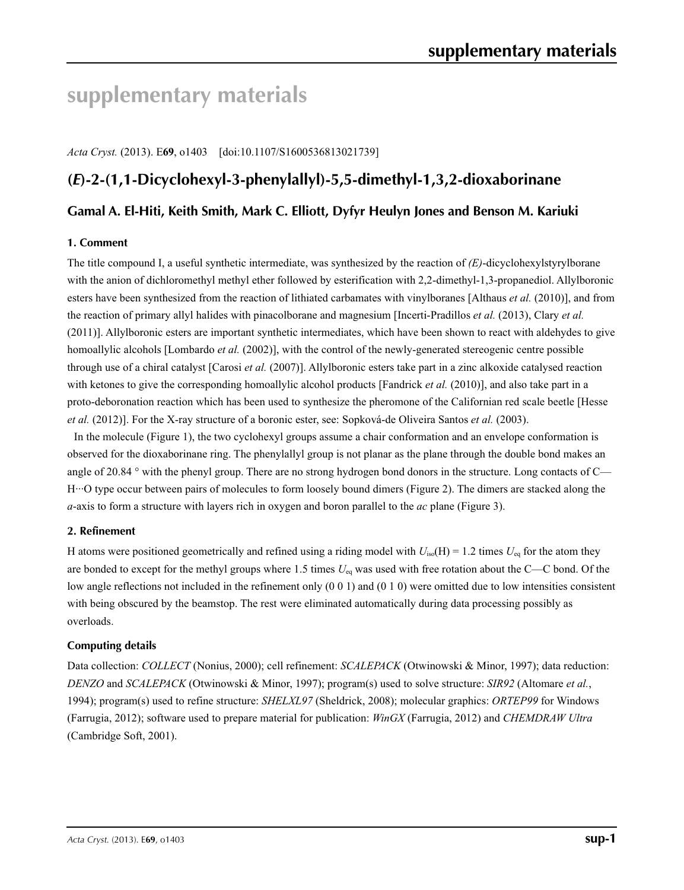# supplementary materials

*Acta Cryst.* (2013). E**69**, o1403 [doi:10.1107/S1600536813021739]

## (*E*)-2-(1,1-Dicyclohexyl-3-phenylallyl)-5,5-dimethyl-1,3,2-dioxaborinane

### Gamal A. El-Hiti, Keith Smith, Mark C. Elliott, Dyfyr Heulyn Jones and Benson M. Kariuki

#### 1. Comment

The title compound I, a useful synthetic intermediate, was synthesized by the reaction of *(E)*-dicyclohexylstyrylborane with the anion of dichloromethyl methyl ether followed by esterification with 2,2-dimethyl-1,3-propanediol. Allylboronic esters have been synthesized from the reaction of lithiated carbamates with vinylboranes [Althaus *et al.* (2010)], and from the reaction of primary allyl halides with pinacolborane and magnesium [Incerti-Pradillos *et al.* (2013), Clary *et al.* (2011)]. Allylboronic esters are important synthetic intermediates, which have been shown to react with aldehydes to give homoallylic alcohols [Lombardo *et al.* (2002)], with the control of the newly-generated stereogenic centre possible through use of a chiral catalyst [Carosi *et al.* (2007)]. Allylboronic esters take part in a zinc alkoxide catalysed reaction with ketones to give the corresponding homoallylic alcohol products [Fandrick *et al.* (2010)], and also take part in a proto-deboronation reaction which has been used to synthesize the pheromone of the Californian red scale beetle [Hesse *et al.* (2012)]. For the X-ray structure of a boronic ester, see: Sopková-de Oliveira Santos *et al.* (2003).

In the molecule (Figure 1), the two cyclohexyl groups assume a chair conformation and an envelope conformation is observed for the dioxaborinane ring. The phenylallyl group is not planar as the plane through the double bond makes an angle of 20.84 ° with the phenyl group. There are no strong hydrogen bond donors in the structure. Long contacts of C—H···O type occur between pairs of molecules to form loosely bound dimers (Figure 2). The dimers are stacked along the *a*-axis to form a structure with layers rich in oxygen and boron parallel to the *ac* plane (Figure 3).

#### 2. Refinement

H atoms were positioned geometrically and refined using a riding model with $U_{iso}$(H) = 1.2 times $U_{eq}$ for the atom they are bonded to except for the methyl groups where 1.5 times $U_{eq}$ was used with free rotation about the C—C bond. Of the low angle reflections not included in the refinement only (0 0 1) and (0 1 0) were omitted due to low intensities consistent with being obscured by the beamstop. The rest were eliminated automatically during data processing possibly as overloads.

#### Computing details

Data collection: *COLLECT* (Nonius, 2000); cell refinement: *SCALEPACK* (Otwinowski & Minor, 1997); data reduction: *DENZO* and *SCALEPACK* (Otwinowski & Minor, 1997); program(s) used to solve structure: *SIR92* (Altomare *et al.*, 1994); program(s) used to refine structure: *SHELXL97* (Sheldrick, 2008); molecular graphics: *ORTEP99* for Windows (Farrugia, 2012); software used to prepare material for publication: *WinGX* (Farrugia, 2012) and *CHEMDRAW Ultra* (Cambridge Soft, 2001).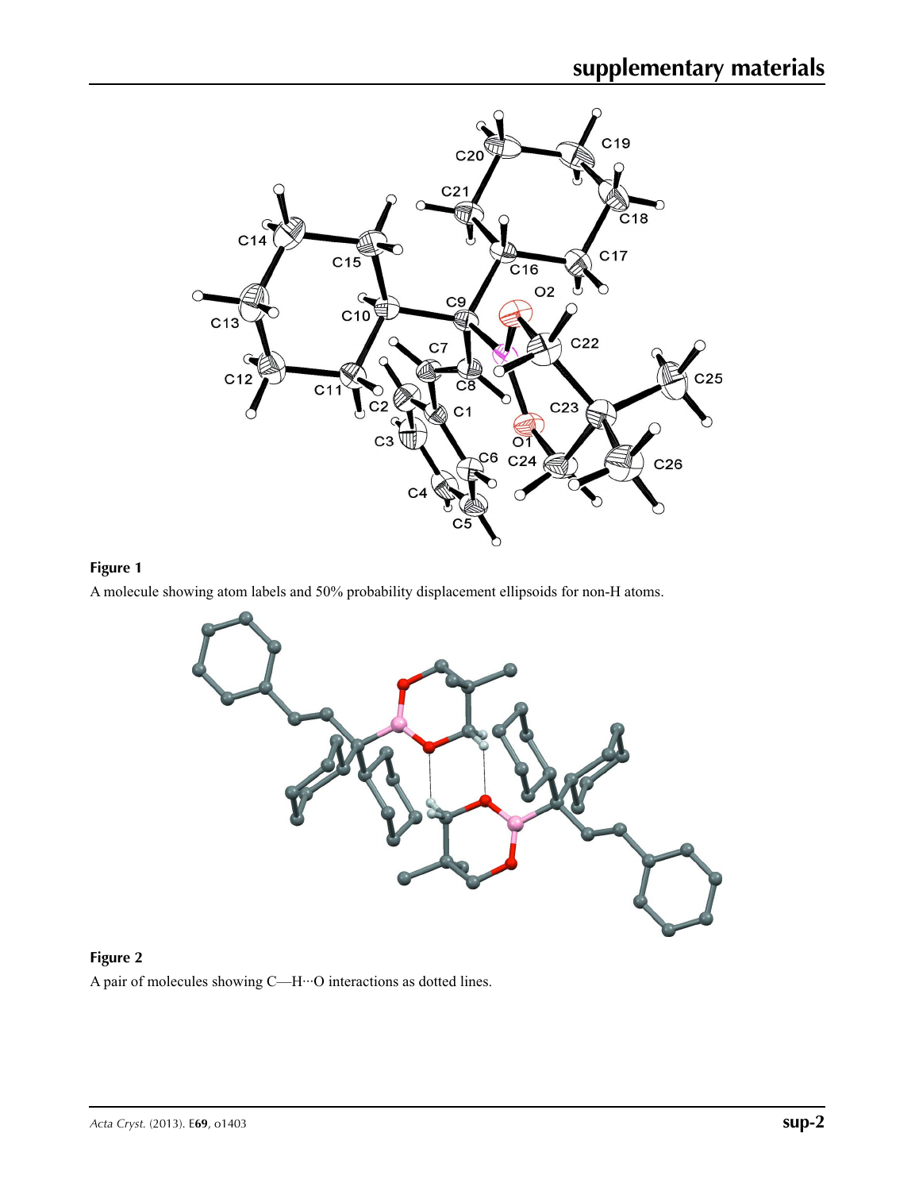**Figure 1**

A molecule showing atom labels and 50% probability displacement ellipsoids for non-H atoms.

**Figure 2**

A pair of molecules showing C—H···O interactions as dotted lines.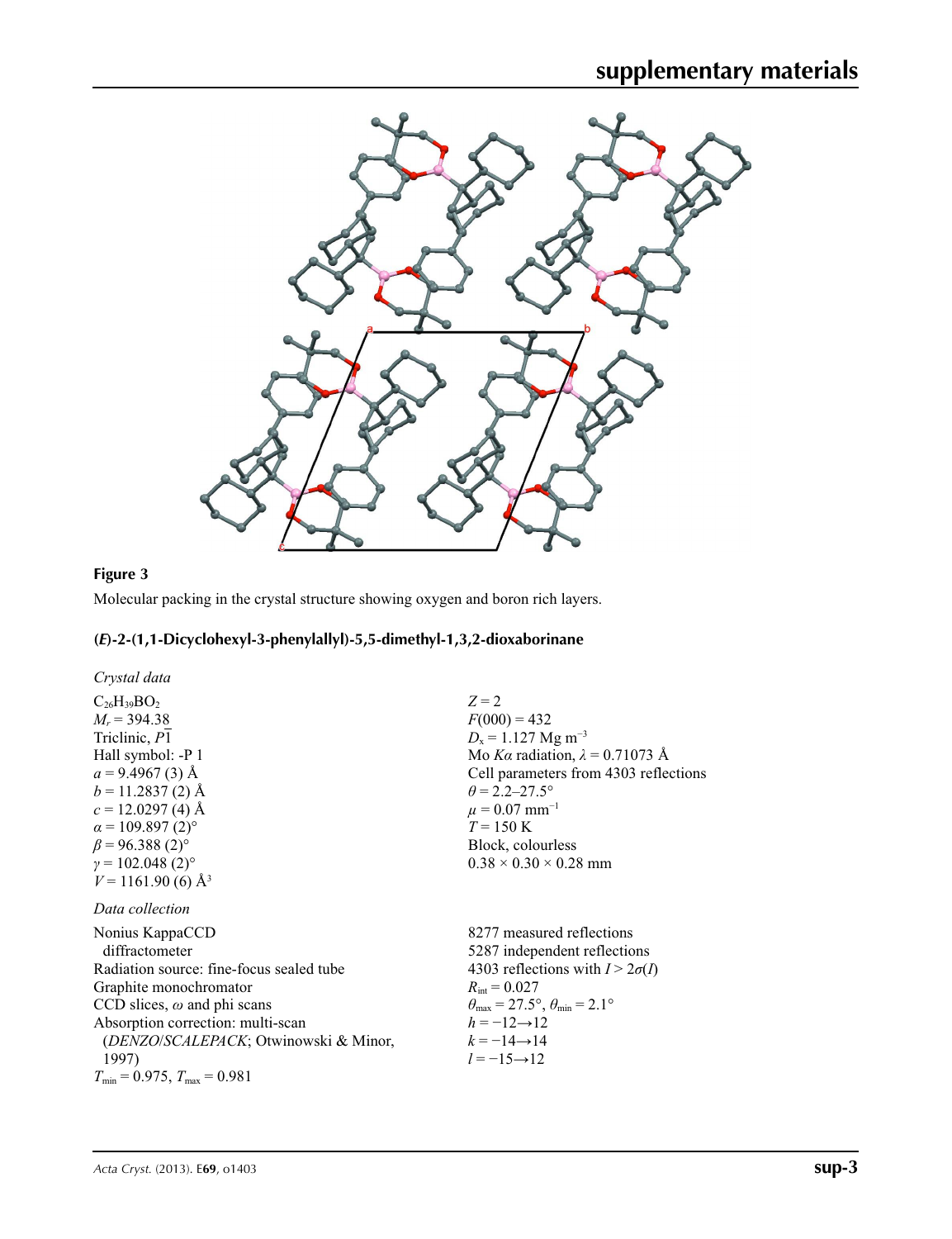**Figure 3**

Molecular packing in the crystal structure showing oxygen and boron rich layers.

## (*E*)-2-(1,1-Dicyclohexyl-3-phenylallyl)-5,5-dimethyl-1,3,2-dioxaborinane

### *Crystal data*

$C_{26}H_{39}BO_2$
$M_r = 394.38$
Triclinic, $P\overline{1}$
Hall symbol: -P 1
$a = 9.4967$ (3) Å
$b = 11.2837$ (2) Å
$c = 12.0297$ (4) Å
$\alpha = 109.897$ (2)°
$\beta = 96.388$ (2)°
$\gamma = 102.048$ (2)°
$V = 1161.90$ (6) Å$^3$
$Z = 2$
$F(000) = 432$
$D_x = 1.127$ Mg m$^{-3}$
Mo $K\alpha$ radiation, $\lambda = 0.71073$ Å
Cell parameters from 4303 reflections
$\theta = 2.2$–27.5°
$\mu = 0.07$ mm$^{-1}$
$T = 150$ K
Block, colourless
0.38 × 0.30 × 0.28 mm

### *Data collection*

Nonius KappaCCD diffractometer
Radiation source: fine-focus sealed tube
Graphite monochromator
CCD slices, $\omega$ and phi scans
Absorption correction: multi-scan (*DENZO*/*SCALEPACK*; Otwinowski & Minor, 1997)
$T_{min} = 0.975$, $T_{max} = 0.981$
8277 measured reflections
5287 independent reflections
4303 reflections with $I > 2\sigma(I)$
$R_{int} = 0.027$
$\theta_{max} = 27.5°$, $\theta_{min} = 2.1°$
$h = -12 \rightarrow 12$
$k = -14 \rightarrow 14$
$l = -15 \rightarrow 12$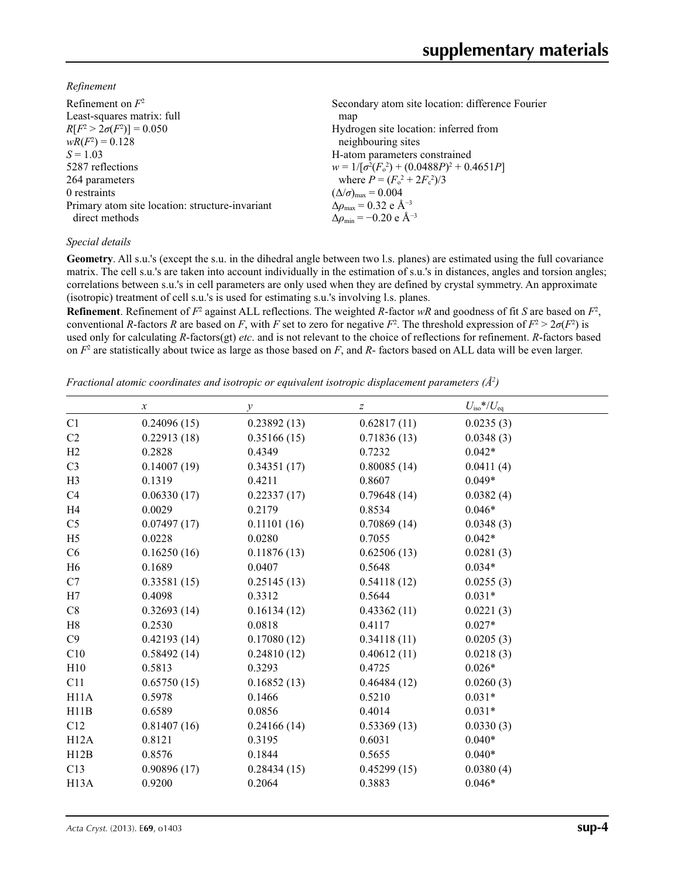*Refinement*

Refinement on $F^2$
Least-squares matrix: full
$R[F^2 > 2\sigma(F^2)] = 0.050$
$wR(F^2) = 0.128$
$S = 1.03$
5287 reflections
264 parameters
0 restraints
Primary atom site location: structure-invariant direct methods
Secondary atom site location: difference Fourier map
Hydrogen site location: inferred from neighbouring sites
H-atom parameters constrained
$w = 1/[\sigma^2(F_o^2) + (0.0488P)^2 + 0.4651P]$ where $P = (F_o^2 + 2F_c^2)/3$
$(\Delta/\sigma)_{max} = 0.004$
$\Delta\rho_{max} = 0.32$ e Å$^{-3}$
$\Delta\rho_{min} = -0.20$ e Å$^{-3}$

*Special details*

**Geometry**. All s.u.'s (except the s.u. in the dihedral angle between two l.s. planes) are estimated using the full covariance matrix. The cell s.u.'s are taken into account individually in the estimation of s.u.'s in distances, angles and torsion angles; correlations between s.u.'s in cell parameters are only used when they are defined by crystal symmetry. An approximate (isotropic) treatment of cell s.u.'s is used for estimating s.u.'s involving l.s. planes.

**Refinement**. Refinement of $F^2$ against ALL reflections. The weighted $R$-factor $wR$ and goodness of fit $S$ are based on $F^2$, conventional $R$-factors $R$ are based on $F$, with $F$ set to zero for negative $F^2$. The threshold expression of $F^2 > 2\sigma(F^2)$ is used only for calculating $R$-factors(gt) *etc*. and is not relevant to the choice of reflections for refinement. $R$-factors based on $F^2$ are statistically about twice as large as those based on $F$, and $R$- factors based on ALL data will be even larger.

*Fractional atomic coordinates and isotropic or equivalent isotropic displacement parameters (Å$^2$)*

| | $x$ | $y$ | $z$ | $U_{iso}$*/$U_{eq}$ |
|---|---|---|---|---|
| C1 | 0.24096 (15) | 0.23892 (13) | 0.62817 (11) | 0.0235 (3) |
| C2 | 0.22913 (18) | 0.35166 (15) | 0.71836 (13) | 0.0348 (3) |
| H2 | 0.2828 | 0.4349 | 0.7232 | 0.042* |
| C3 | 0.14007 (19) | 0.34351 (17) | 0.80085 (14) | 0.0411 (4) |
| H3 | 0.1319 | 0.4211 | 0.8607 | 0.049* |
| C4 | 0.06330 (17) | 0.22337 (17) | 0.79648 (14) | 0.0382 (4) |
| H4 | 0.0029 | 0.2179 | 0.8534 | 0.046* |
| C5 | 0.07497 (17) | 0.11101 (16) | 0.70869 (14) | 0.0348 (3) |
| H5 | 0.0228 | 0.0280 | 0.7055 | 0.042* |
| C6 | 0.16250 (16) | 0.11876 (13) | 0.62506 (13) | 0.0281 (3) |
| H6 | 0.1689 | 0.0407 | 0.5648 | 0.034* |
| C7 | 0.33581 (15) | 0.25145 (13) | 0.54118 (12) | 0.0255 (3) |
| H7 | 0.4098 | 0.3312 | 0.5644 | 0.031* |
| C8 | 0.32693 (14) | 0.16134 (12) | 0.43362 (11) | 0.0221 (3) |
| H8 | 0.2530 | 0.0818 | 0.4117 | 0.027* |
| C9 | 0.42193 (14) | 0.17080 (12) | 0.34118 (11) | 0.0205 (3) |
| C10 | 0.58492 (14) | 0.24810 (12) | 0.40612 (11) | 0.0218 (3) |
| H10 | 0.5813 | 0.3293 | 0.4725 | 0.026* |
| C11 | 0.65750 (15) | 0.16852 (13) | 0.46484 (12) | 0.0260 (3) |
| H11A | 0.5978 | 0.1466 | 0.5210 | 0.031* |
| H11B | 0.6589 | 0.0856 | 0.4014 | 0.031* |
| C12 | 0.81407 (16) | 0.24166 (14) | 0.53369 (13) | 0.0330 (3) |
| H12A | 0.8121 | 0.3195 | 0.6031 | 0.040* |
| H12B | 0.8576 | 0.1844 | 0.5655 | 0.040* |
| C13 | 0.90896 (17) | 0.28434 (15) | 0.45299 (15) | 0.0380 (4) |
| H13A | 0.9200 | 0.2064 | 0.3883 | 0.046* |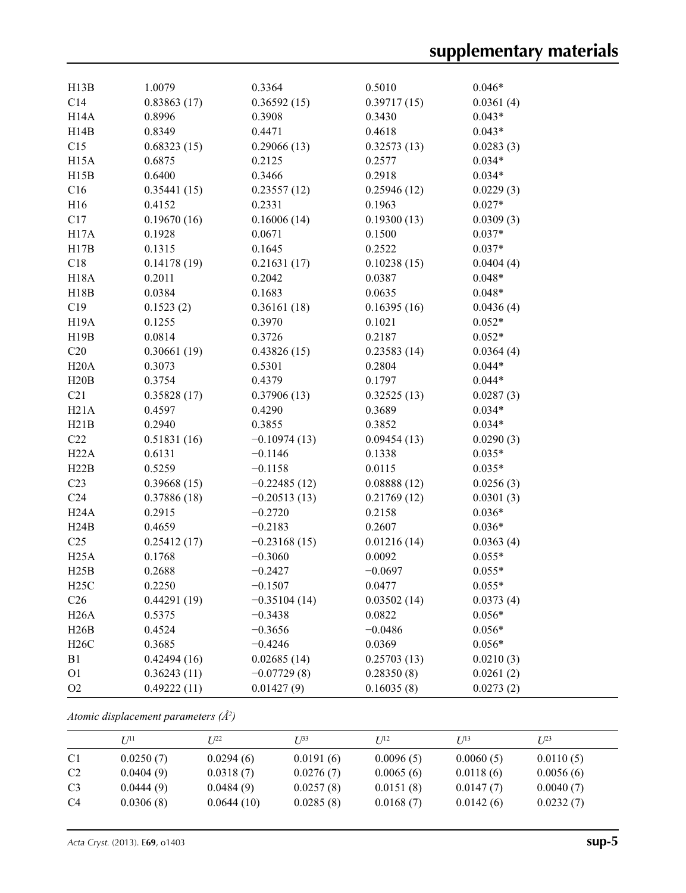| | | | | |
|---|---|---|---|---|
| H13B | 1.0079 | 0.3364 | 0.5010 | 0.046* |
| C14 | 0.83863 (17) | 0.36592 (15) | 0.39717 (15) | 0.0361 (4) |
| H14A | 0.8996 | 0.3908 | 0.3430 | 0.043* |
| H14B | 0.8349 | 0.4471 | 0.4618 | 0.043* |
| C15 | 0.68323 (15) | 0.29066 (13) | 0.32573 (13) | 0.0283 (3) |
| H15A | 0.6875 | 0.2125 | 0.2577 | 0.034* |
| H15B | 0.6400 | 0.3466 | 0.2918 | 0.034* |
| C16 | 0.35441 (15) | 0.23557 (12) | 0.25946 (12) | 0.0229 (3) |
| H16 | 0.4152 | 0.2331 | 0.1963 | 0.027* |
| C17 | 0.19670 (16) | 0.16006 (14) | 0.19300 (13) | 0.0309 (3) |
| H17A | 0.1928 | 0.0671 | 0.1500 | 0.037* |
| H17B | 0.1315 | 0.1645 | 0.2522 | 0.037* |
| C18 | 0.14178 (19) | 0.21631 (17) | 0.10238 (15) | 0.0404 (4) |
| H18A | 0.2011 | 0.2042 | 0.0387 | 0.048* |
| H18B | 0.0384 | 0.1683 | 0.0635 | 0.048* |
| C19 | 0.1523 (2) | 0.36161 (18) | 0.16395 (16) | 0.0436 (4) |
| H19A | 0.1255 | 0.3970 | 0.1021 | 0.052* |
| H19B | 0.0814 | 0.3726 | 0.2187 | 0.052* |
| C20 | 0.30661 (19) | 0.43826 (15) | 0.23583 (14) | 0.0364 (4) |
| H20A | 0.3073 | 0.5301 | 0.2804 | 0.044* |
| H20B | 0.3754 | 0.4379 | 0.1797 | 0.044* |
| C21 | 0.35828 (17) | 0.37906 (13) | 0.32525 (13) | 0.0287 (3) |
| H21A | 0.4597 | 0.4290 | 0.3689 | 0.034* |
| H21B | 0.2940 | 0.3855 | 0.3852 | 0.034* |
| C22 | 0.51831 (16) | −0.10974 (13) | 0.09454 (13) | 0.0290 (3) |
| H22A | 0.6131 | −0.1146 | 0.1338 | 0.035* |
| H22B | 0.5259 | −0.1158 | 0.0115 | 0.035* |
| C23 | 0.39668 (15) | −0.22485 (12) | 0.08888 (12) | 0.0256 (3) |
| C24 | 0.37886 (18) | −0.20513 (13) | 0.21769 (12) | 0.0301 (3) |
| H24A | 0.2915 | −0.2720 | 0.2158 | 0.036* |
| H24B | 0.4659 | −0.2183 | 0.2607 | 0.036* |
| C25 | 0.25412 (17) | −0.23168 (15) | 0.01216 (14) | 0.0363 (4) |
| H25A | 0.1768 | −0.3060 | 0.0092 | 0.055* |
| H25B | 0.2688 | −0.2427 | −0.0697 | 0.055* |
| H25C | 0.2250 | −0.1507 | 0.0477 | 0.055* |
| C26 | 0.44291 (19) | −0.35104 (14) | 0.03502 (14) | 0.0373 (4) |
| H26A | 0.5375 | −0.3438 | 0.0822 | 0.056* |
| H26B | 0.4524 | −0.3656 | −0.0486 | 0.056* |
| H26C | 0.3685 | −0.4246 | 0.0369 | 0.056* |
| B1 | 0.42494 (16) | 0.02685 (14) | 0.25703 (13) | 0.0210 (3) |
| O1 | 0.36243 (11) | −0.07729 (8) | 0.28350 (8) | 0.0261 (2) |
| O2 | 0.49222 (11) | 0.01427 (9) | 0.16035 (8) | 0.0273 (2) |

*Atomic displacement parameters (Å²)*

| | $U^{11}$ | $U^{22}$ | $U^{33}$ | $U^{12}$ | $U^{13}$ | $U^{23}$ |
|---|---|---|---|---|---|---|
| C1 | 0.0250 (7) | 0.0294 (6) | 0.0191 (6) | 0.0096 (5) | 0.0060 (5) | 0.0110 (5) |
| C2 | 0.0404 (9) | 0.0318 (7) | 0.0276 (7) | 0.0065 (6) | 0.0118 (6) | 0.0056 (6) |
| C3 | 0.0444 (9) | 0.0484 (9) | 0.0257 (8) | 0.0151 (8) | 0.0147 (7) | 0.0040 (7) |
| C4 | 0.0306 (8) | 0.0644 (10) | 0.0285 (8) | 0.0168 (7) | 0.0142 (6) | 0.0232 (7) |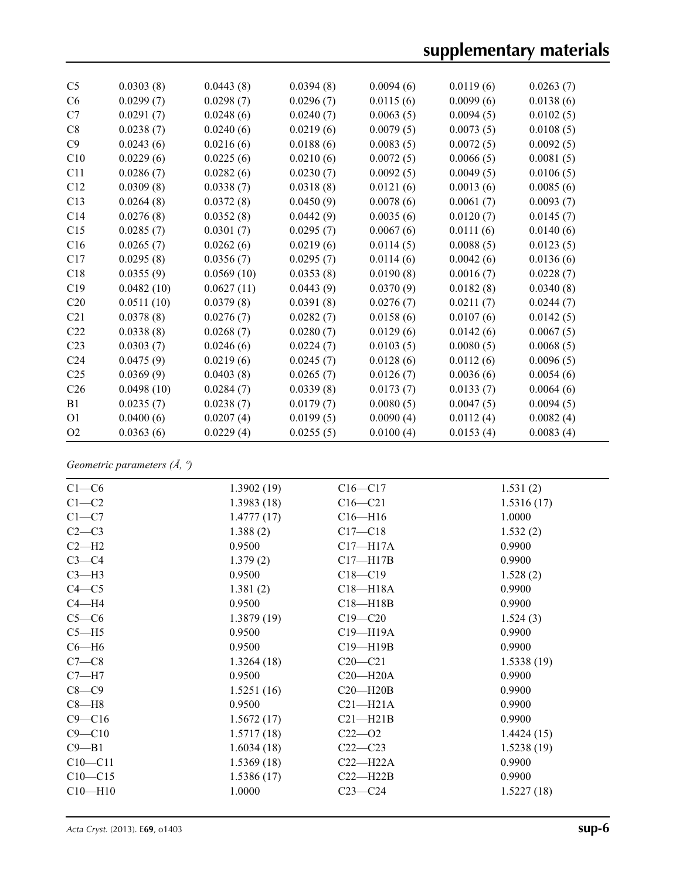| | | | | | | |
|---|---|---|---|---|---|---|
| C5 | 0.0303 (8) | 0.0443 (8) | 0.0394 (8) | 0.0094 (6) | 0.0119 (6) | 0.0263 (7) |
| C6 | 0.0299 (7) | 0.0298 (7) | 0.0296 (7) | 0.0115 (6) | 0.0099 (6) | 0.0138 (6) |
| C7 | 0.0291 (7) | 0.0248 (6) | 0.0240 (7) | 0.0063 (5) | 0.0094 (5) | 0.0102 (5) |
| C8 | 0.0238 (7) | 0.0240 (6) | 0.0219 (6) | 0.0079 (5) | 0.0073 (5) | 0.0108 (5) |
| C9 | 0.0243 (6) | 0.0216 (6) | 0.0188 (6) | 0.0083 (5) | 0.0072 (5) | 0.0092 (5) |
| C10 | 0.0229 (6) | 0.0225 (6) | 0.0210 (6) | 0.0072 (5) | 0.0066 (5) | 0.0081 (5) |
| C11 | 0.0286 (7) | 0.0282 (6) | 0.0230 (7) | 0.0092 (5) | 0.0049 (5) | 0.0106 (5) |
| C12 | 0.0309 (8) | 0.0338 (7) | 0.0318 (8) | 0.0121 (6) | 0.0013 (6) | 0.0085 (6) |
| C13 | 0.0264 (8) | 0.0372 (8) | 0.0450 (9) | 0.0078 (6) | 0.0061 (7) | 0.0093 (7) |
| C14 | 0.0276 (8) | 0.0352 (8) | 0.0442 (9) | 0.0035 (6) | 0.0120 (7) | 0.0145 (7) |
| C15 | 0.0285 (7) | 0.0301 (7) | 0.0295 (7) | 0.0067 (6) | 0.0111 (6) | 0.0140 (6) |
| C16 | 0.0265 (7) | 0.0262 (6) | 0.0219 (6) | 0.0114 (5) | 0.0088 (5) | 0.0123 (5) |
| C17 | 0.0295 (8) | 0.0356 (7) | 0.0295 (7) | 0.0114 (6) | 0.0042 (6) | 0.0136 (6) |
| C18 | 0.0355 (9) | 0.0569 (10) | 0.0353 (8) | 0.0190 (8) | 0.0016 (7) | 0.0228 (7) |
| C19 | 0.0482 (10) | 0.0627 (11) | 0.0443 (9) | 0.0370 (9) | 0.0182 (8) | 0.0340 (8) |
| C20 | 0.0511 (10) | 0.0379 (8) | 0.0391 (8) | 0.0276 (7) | 0.0211 (7) | 0.0244 (7) |
| C21 | 0.0378 (8) | 0.0276 (7) | 0.0282 (7) | 0.0158 (6) | 0.0107 (6) | 0.0142 (5) |
| C22 | 0.0338 (8) | 0.0268 (7) | 0.0280 (7) | 0.0129 (6) | 0.0142 (6) | 0.0067 (5) |
| C23 | 0.0303 (7) | 0.0246 (6) | 0.0224 (7) | 0.0103 (5) | 0.0080 (5) | 0.0068 (5) |
| C24 | 0.0475 (9) | 0.0219 (6) | 0.0245 (7) | 0.0128 (6) | 0.0112 (6) | 0.0096 (5) |
| C25 | 0.0369 (9) | 0.0403 (8) | 0.0265 (7) | 0.0126 (7) | 0.0036 (6) | 0.0054 (6) |
| C26 | 0.0498 (10) | 0.0284 (7) | 0.0339 (8) | 0.0173 (7) | 0.0133 (7) | 0.0064 (6) |
| B1 | 0.0235 (7) | 0.0238 (7) | 0.0179 (7) | 0.0080 (5) | 0.0047 (5) | 0.0094 (5) |
| O1 | 0.0400 (6) | 0.0207 (4) | 0.0199 (5) | 0.0090 (4) | 0.0112 (4) | 0.0082 (4) |
| O2 | 0.0363 (6) | 0.0229 (4) | 0.0255 (5) | 0.0100 (4) | 0.0153 (4) | 0.0083 (4) |

*Geometric parameters (Å, º)*

| | | | |
|---|---|---|---|
| C1—C6 | 1.3902 (19) | C16—C17 | 1.531 (2) |
| C1—C2 | 1.3983 (18) | C16—C21 | 1.5316 (17) |
| C1—C7 | 1.4777 (17) | C16—H16 | 1.0000 |
| C2—C3 | 1.388 (2) | C17—C18 | 1.532 (2) |
| C2—H2 | 0.9500 | C17—H17A | 0.9900 |
| C3—C4 | 1.379 (2) | C17—H17B | 0.9900 |
| C3—H3 | 0.9500 | C18—C19 | 1.528 (2) |
| C4—C5 | 1.381 (2) | C18—H18A | 0.9900 |
| C4—H4 | 0.9500 | C18—H18B | 0.9900 |
| C5—C6 | 1.3879 (19) | C19—C20 | 1.524 (3) |
| C5—H5 | 0.9500 | C19—H19A | 0.9900 |
| C6—H6 | 0.9500 | C19—H19B | 0.9900 |
| C7—C8 | 1.3264 (18) | C20—C21 | 1.5338 (19) |
| C7—H7 | 0.9500 | C20—H20A | 0.9900 |
| C8—C9 | 1.5251 (16) | C20—H20B | 0.9900 |
| C8—H8 | 0.9500 | C21—H21A | 0.9900 |
| C9—C16 | 1.5672 (17) | C21—H21B | 0.9900 |
| C9—C10 | 1.5717 (18) | C22—O2 | 1.4424 (15) |
| C9—B1 | 1.6034 (18) | C22—C23 | 1.5238 (19) |
| C10—C11 | 1.5369 (18) | C22—H22A | 0.9900 |
| C10—C15 | 1.5386 (17) | C22—H22B | 0.9900 |
| C10—H10 | 1.0000 | C23—C24 | 1.5227 (18) |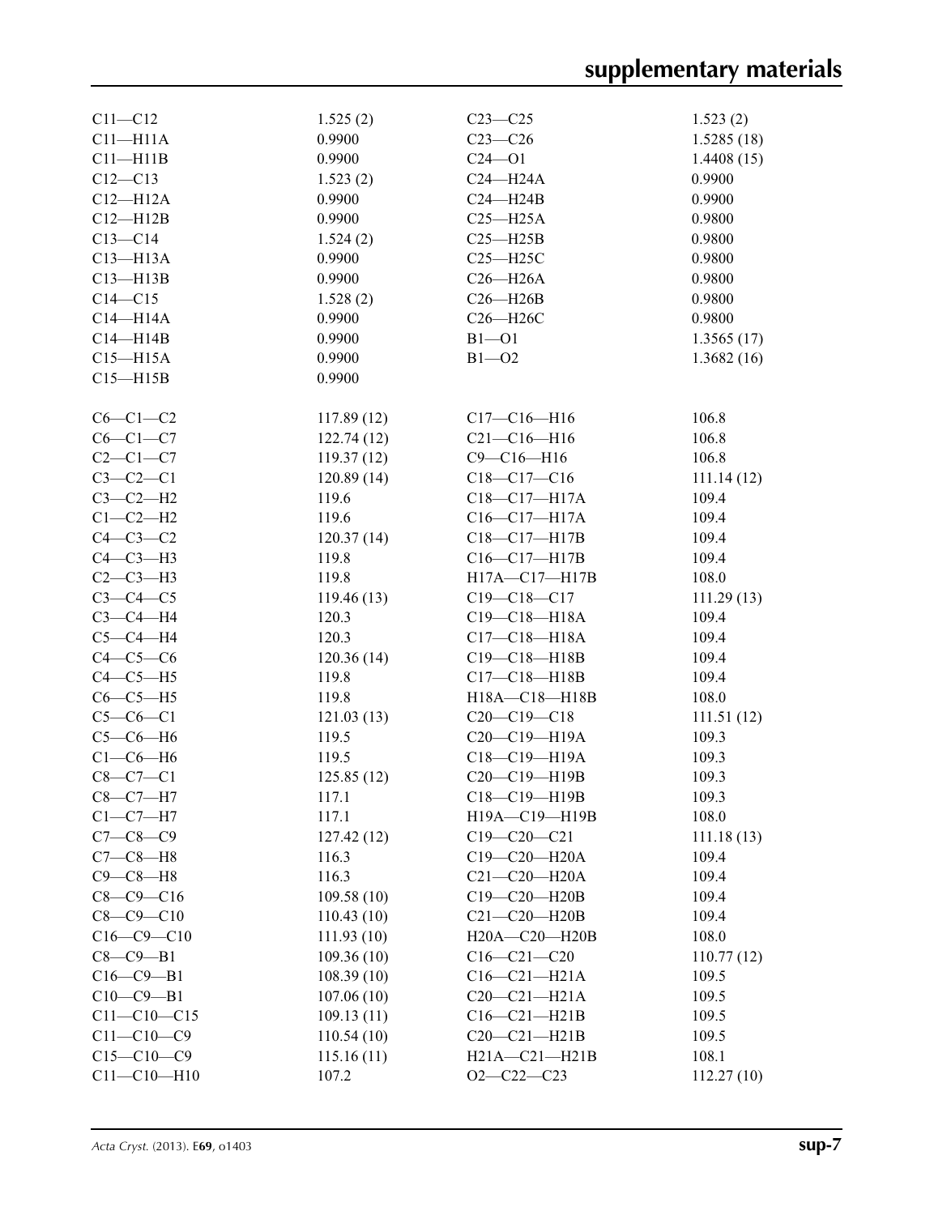| | | | |
|---|---|---|---|
| C11—C12 | 1.525 (2) | C23—C25 | 1.523 (2) |
| C11—H11A | 0.9900 | C23—C26 | 1.5285 (18) |
| C11—H11B | 0.9900 | C24—O1 | 1.4408 (15) |
| C12—C13 | 1.523 (2) | C24—H24A | 0.9900 |
| C12—H12A | 0.9900 | C24—H24B | 0.9900 |
| C12—H12B | 0.9900 | C25—H25A | 0.9800 |
| C13—C14 | 1.524 (2) | C25—H25B | 0.9800 |
| C13—H13A | 0.9900 | C25—H25C | 0.9800 |
| C13—H13B | 0.9900 | C26—H26A | 0.9800 |
| C14—C15 | 1.528 (2) | C26—H26B | 0.9800 |
| C14—H14A | 0.9900 | C26—H26C | 0.9800 |
| C14—H14B | 0.9900 | B1—O1 | 1.3565 (17) |
| C15—H15A | 0.9900 | B1—O2 | 1.3682 (16) |
| C15—H15B | 0.9900 | | |

| | | | |
|---|---|---|---|
| C6—C1—C2 | 117.89 (12) | C17—C16—H16 | 106.8 |
| C6—C1—C7 | 122.74 (12) | C21—C16—H16 | 106.8 |
| C2—C1—C7 | 119.37 (12) | C9—C16—H16 | 106.8 |
| C3—C2—C1 | 120.89 (14) | C18—C17—C16 | 111.14 (12) |
| C3—C2—H2 | 119.6 | C18—C17—H17A | 109.4 |
| C1—C2—H2 | 119.6 | C16—C17—H17A | 109.4 |
| C4—C3—C2 | 120.37 (14) | C18—C17—H17B | 109.4 |
| C4—C3—H3 | 119.8 | C16—C17—H17B | 109.4 |
| C2—C3—H3 | 119.8 | H17A—C17—H17B | 108.0 |
| C3—C4—C5 | 119.46 (13) | C19—C18—C17 | 111.29 (13) |
| C3—C4—H4 | 120.3 | C19—C18—H18A | 109.4 |
| C5—C4—H4 | 120.3 | C17—C18—H18A | 109.4 |
| C4—C5—C6 | 120.36 (14) | C19—C18—H18B | 109.4 |
| C4—C5—H5 | 119.8 | C17—C18—H18B | 109.4 |
| C6—C5—H5 | 119.8 | H18A—C18—H18B | 108.0 |
| C5—C6—C1 | 121.03 (13) | C20—C19—C18 | 111.51 (12) |
| C5—C6—H6 | 119.5 | C20—C19—H19A | 109.3 |
| C1—C6—H6 | 119.5 | C18—C19—H19A | 109.3 |
| C8—C7—C1 | 125.85 (12) | C20—C19—H19B | 109.3 |
| C8—C7—H7 | 117.1 | C18—C19—H19B | 109.3 |
| C1—C7—H7 | 117.1 | H19A—C19—H19B | 108.0 |
| C7—C8—C9 | 127.42 (12) | C19—C20—C21 | 111.18 (13) |
| C7—C8—H8 | 116.3 | C19—C20—H20A | 109.4 |
| C9—C8—H8 | 116.3 | C21—C20—H20A | 109.4 |
| C8—C9—C16 | 109.58 (10) | C19—C20—H20B | 109.4 |
| C8—C9—C10 | 110.43 (10) | C21—C20—H20B | 109.4 |
| C16—C9—C10 | 111.93 (10) | H20A—C20—H20B | 108.0 |
| C8—C9—B1 | 109.36 (10) | C16—C21—C20 | 110.77 (12) |
| C16—C9—B1 | 108.39 (10) | C16—C21—H21A | 109.5 |
| C10—C9—B1 | 107.06 (10) | C20—C21—H21A | 109.5 |
| C11—C10—C15 | 109.13 (11) | C16—C21—H21B | 109.5 |
| C11—C10—C9 | 110.54 (10) | C20—C21—H21B | 109.5 |
| C15—C10—C9 | 115.16 (11) | H21A—C21—H21B | 108.1 |
| C11—C10—H10 | 107.2 | O2—C22—C23 | 112.27 (10) |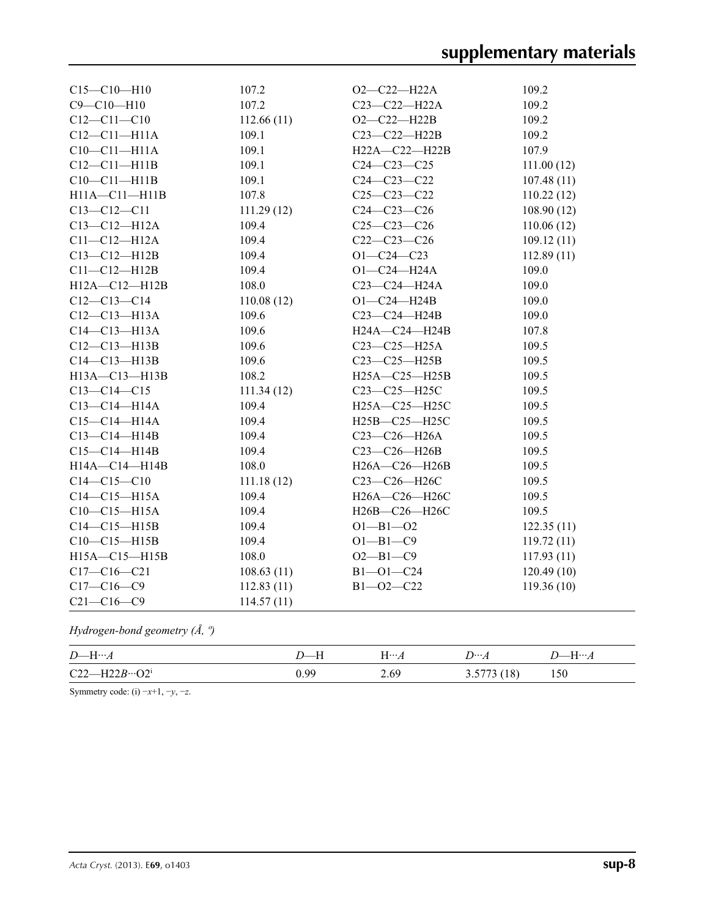| | | | |
|---|---|---|---|
| C15—C10—H10 | 107.2 | O2—C22—H22A | 109.2 |
| C9—C10—H10 | 107.2 | C23—C22—H22A | 109.2 |
| C12—C11—C10 | 112.66 (11) | O2—C22—H22B | 109.2 |
| C12—C11—H11A | 109.1 | C23—C22—H22B | 109.2 |
| C10—C11—H11A | 109.1 | H22A—C22—H22B | 107.9 |
| C12—C11—H11B | 109.1 | C24—C23—C25 | 111.00 (12) |
| C10—C11—H11B | 109.1 | C24—C23—C22 | 107.48 (11) |
| H11A—C11—H11B | 107.8 | C25—C23—C22 | 110.22 (12) |
| C13—C12—C11 | 111.29 (12) | C24—C23—C26 | 108.90 (12) |
| C13—C12—H12A | 109.4 | C25—C23—C26 | 110.06 (12) |
| C11—C12—H12A | 109.4 | C22—C23—C26 | 109.12 (11) |
| C13—C12—H12B | 109.4 | O1—C24—C23 | 112.89 (11) |
| C11—C12—H12B | 109.4 | O1—C24—H24A | 109.0 |
| H12A—C12—H12B | 108.0 | C23—C24—H24A | 109.0 |
| C12—C13—C14 | 110.08 (12) | O1—C24—H24B | 109.0 |
| C12—C13—H13A | 109.6 | C23—C24—H24B | 109.0 |
| C14—C13—H13A | 109.6 | H24A—C24—H24B | 107.8 |
| C12—C13—H13B | 109.6 | C23—C25—H25A | 109.5 |
| C14—C13—H13B | 109.6 | C23—C25—H25B | 109.5 |
| H13A—C13—H13B | 108.2 | H25A—C25—H25B | 109.5 |
| C13—C14—C15 | 111.34 (12) | C23—C25—H25C | 109.5 |
| C13—C14—H14A | 109.4 | H25A—C25—H25C | 109.5 |
| C15—C14—H14A | 109.4 | H25B—C25—H25C | 109.5 |
| C13—C14—H14B | 109.4 | C23—C26—H26A | 109.5 |
| C15—C14—H14B | 109.4 | C23—C26—H26B | 109.5 |
| H14A—C14—H14B | 108.0 | H26A—C26—H26B | 109.5 |
| C14—C15—C10 | 111.18 (12) | C23—C26—H26C | 109.5 |
| C14—C15—H15A | 109.4 | H26A—C26—H26C | 109.5 |
| C10—C15—H15A | 109.4 | H26B—C26—H26C | 109.5 |
| C14—C15—H15B | 109.4 | O1—B1—O2 | 122.35 (11) |
| C10—C15—H15B | 109.4 | O1—B1—C9 | 119.72 (11) |
| H15A—C15—H15B | 108.0 | O2—B1—C9 | 117.93 (11) |
| C17—C16—C21 | 108.63 (11) | B1—O1—C24 | 120.49 (10) |
| C17—C16—C9 | 112.83 (11) | B1—O2—C22 | 119.36 (10) |
| C21—C16—C9 | 114.57 (11) | | |

*Hydrogen-bond geometry (Å, º)*

| *D*—H···*A* | *D*—H | H···*A* | *D*···*A* | *D*—H···*A* |
|---|---|---|---|---|
| C22—H22*B*···O2$^{i}$ | 0.99 | 2.69 | 3.5773 (18) | 150 |

Symmetry code: (i) −*x*+1, −*y*, −*z*.